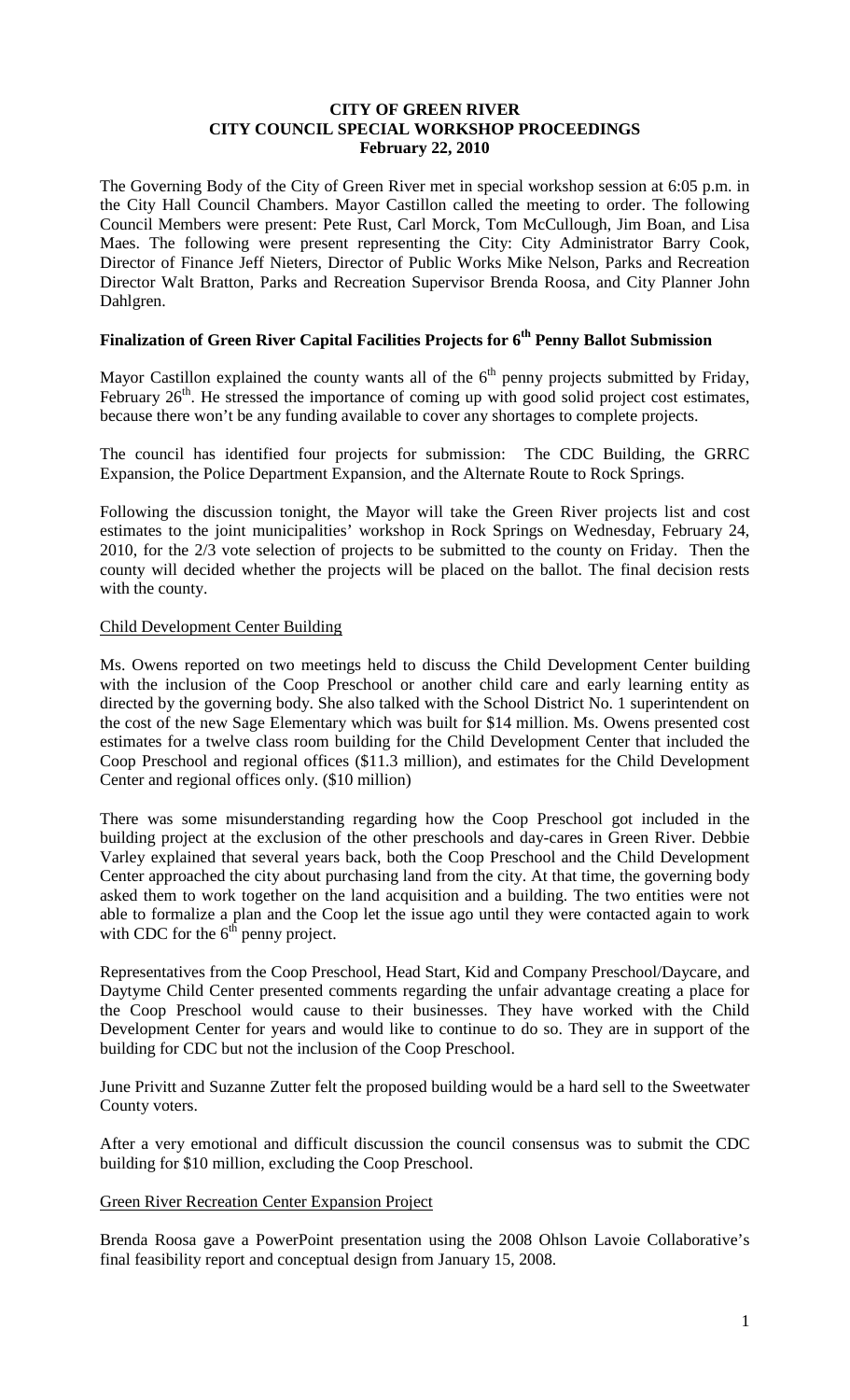# CITY OF GREEN RIVER
## CITY COUNCIL SPECIAL WORKSHOP PROCEEDINGS
### February 22, 2010

The Governing Body of the City of Green River met in special workshop session at 6:05 p.m. in the City Hall Council Chambers. Mayor Castillon called the meeting to order. The following Council Members were present: Pete Rust, Carl Morck, Tom McCullough, Jim Boan, and Lisa Maes. The following were present representing the City: City Administrator Barry Cook, Director of Finance Jeff Nieters, Director of Public Works Mike Nelson, Parks and Recreation Director Walt Bratton, Parks and Recreation Supervisor Brenda Roosa, and City Planner John Dahlgren.

## Finalization of Green River Capital Facilities Projects for 6th Penny Ballot Submission

Mayor Castillon explained the county wants all of the 6th penny projects submitted by Friday, February 26th. He stressed the importance of coming up with good solid project cost estimates, because there won't be any funding available to cover any shortages to complete projects.

The council has identified four projects for submission: The CDC Building, the GRRC Expansion, the Police Department Expansion, and the Alternate Route to Rock Springs.

Following the discussion tonight, the Mayor will take the Green River projects list and cost estimates to the joint municipalities' workshop in Rock Springs on Wednesday, February 24, 2010, for the 2/3 vote selection of projects to be submitted to the county on Friday. Then the county will decided whether the projects will be placed on the ballot. The final decision rests with the county.

### Child Development Center Building

Ms. Owens reported on two meetings held to discuss the Child Development Center building with the inclusion of the Coop Preschool or another child care and early learning entity as directed by the governing body. She also talked with the School District No. 1 superintendent on the cost of the new Sage Elementary which was built for $14 million. Ms. Owens presented cost estimates for a twelve class room building for the Child Development Center that included the Coop Preschool and regional offices ($11.3 million), and estimates for the Child Development Center and regional offices only. ($10 million)

There was some misunderstanding regarding how the Coop Preschool got included in the building project at the exclusion of the other preschools and day-cares in Green River. Debbie Varley explained that several years back, both the Coop Preschool and the Child Development Center approached the city about purchasing land from the city. At that time, the governing body asked them to work together on the land acquisition and a building. The two entities were not able to formalize a plan and the Coop let the issue ago until they were contacted again to work with CDC for the 6th penny project.

Representatives from the Coop Preschool, Head Start, Kid and Company Preschool/Daycare, and Daytyme Child Center presented comments regarding the unfair advantage creating a place for the Coop Preschool would cause to their businesses. They have worked with the Child Development Center for years and would like to continue to do so. They are in support of the building for CDC but not the inclusion of the Coop Preschool.

June Privitt and Suzanne Zutter felt the proposed building would be a hard sell to the Sweetwater County voters.

After a very emotional and difficult discussion the council consensus was to submit the CDC building for $10 million, excluding the Coop Preschool.

### Green River Recreation Center Expansion Project

Brenda Roosa gave a PowerPoint presentation using the 2008 Ohlson Lavoie Collaborative's final feasibility report and conceptual design from January 15, 2008.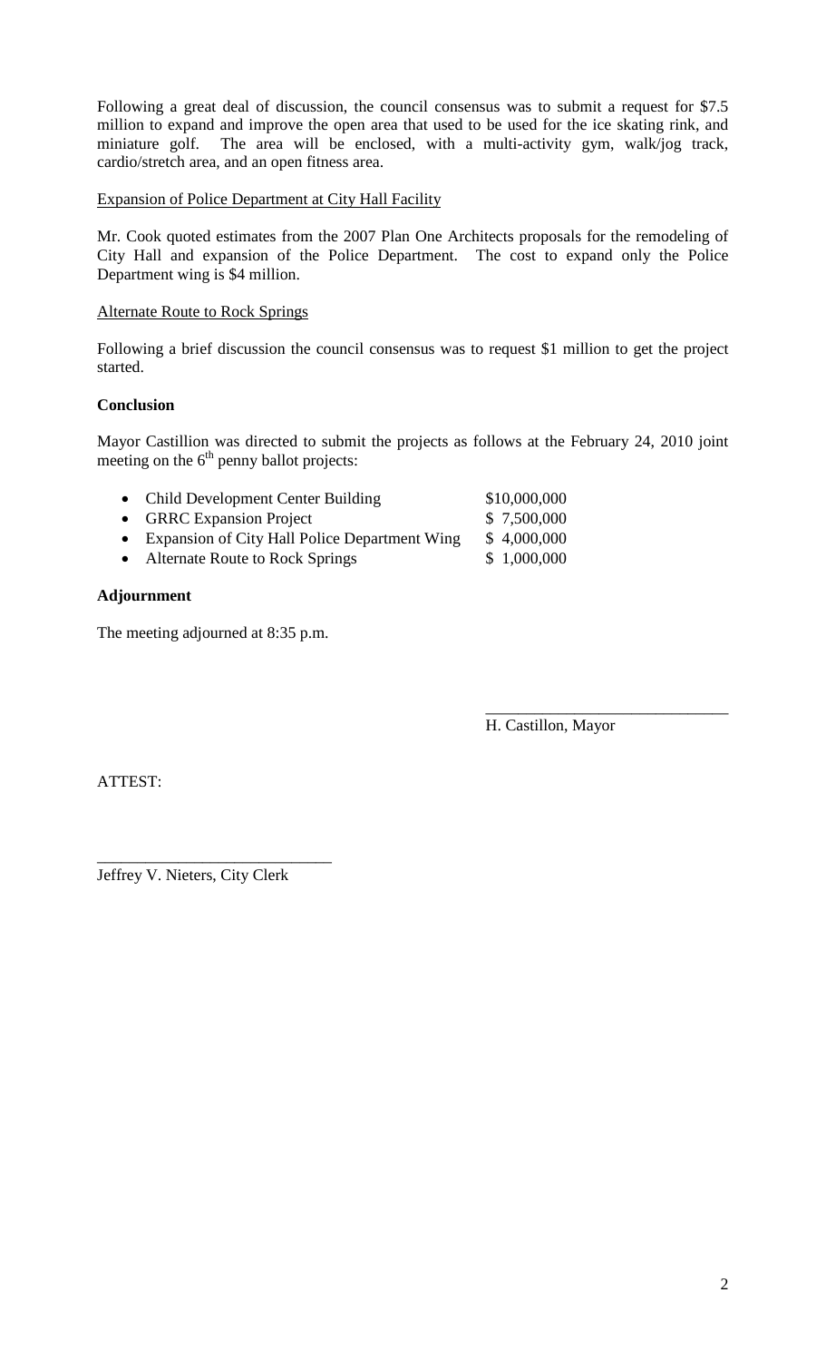Following a great deal of discussion, the council consensus was to submit a request for $7.5 million to expand and improve the open area that used to be used for the ice skating rink, and miniature golf. The area will be enclosed, with a multi-activity gym, walk/jog track, cardio/stretch area, and an open fitness area.

Expansion of Police Department at City Hall Facility

Mr. Cook quoted estimates from the 2007 Plan One Architects proposals for the remodeling of City Hall and expansion of the Police Department. The cost to expand only the Police Department wing is $4 million.

Alternate Route to Rock Springs

Following a brief discussion the council consensus was to request $1 million to get the project started.

**Conclusion**

Mayor Castillion was directed to submit the projects as follows at the February 24, 2010 joint meeting on the 6th penny ballot projects:

- Child Development Center Building $10,000,000
- GRRC Expansion Project $ 7,500,000
- Expansion of City Hall Police Department Wing $ 4,000,000
- Alternate Route to Rock Springs $ 1,000,000

**Adjournment**

The meeting adjourned at 8:35 p.m.

\_\_\_\_\_\_\_\_\_\_\_\_\_\_\_\_\_\_\_\_\_\_\_\_\_\_\_\_\_\_

H. Castillon, Mayor

ATTEST:

\_\_\_\_\_\_\_\_\_\_\_\_\_\_\_\_\_\_\_\_\_\_\_\_\_\_\_\_\_\_

Jeffrey V. Nieters, City Clerk